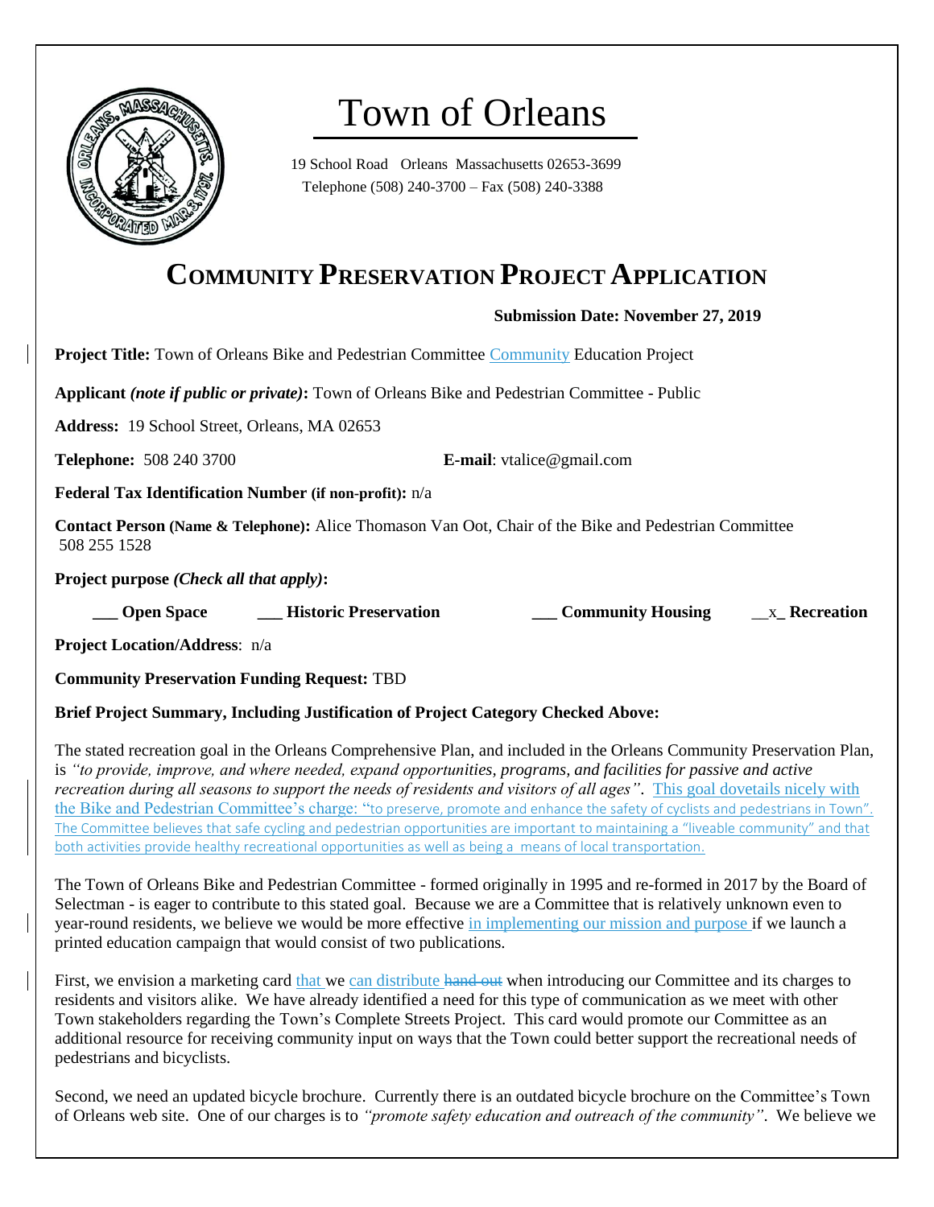# Town of Orleans

19 School Road Orleans Massachusetts 02653-3699
Telephone (508) 240-3700 – Fax (508) 240-3388

## COMMUNITY PRESERVATION PROJECT APPLICATION

**Submission Date: November 27, 2019**

**Project Title:** Town of Orleans Bike and Pedestrian Committee Community Education Project

**Applicant** ***(note if public or private)*****:** Town of Orleans Bike and Pedestrian Committee - Public

**Address:** 19 School Street, Orleans, MA 02653

**Telephone:** 508 240 3700 **E-mail**: vtalice@gmail.com

**Federal Tax Identification Number (if non-profit):** n/a

**Contact Person (Name & Telephone):** Alice Thomason Van Oot, Chair of the Bike and Pedestrian Committee 508 255 1528

**Project purpose** ***(Check all that apply)*****:**

___ **Open Space** ___ **Historic Preservation** ___ **Community Housing** __x_ **Recreation**

**Project Location/Address**: n/a

**Community Preservation Funding Request:** TBD

**Brief Project Summary, Including Justification of Project Category Checked Above:**

The stated recreation goal in the Orleans Comprehensive Plan, and included in the Orleans Community Preservation Plan, is *"to provide, improve, and where needed, expand opportunities, programs, and facilities for passive and active recreation during all seasons to support the needs of residents and visitors of all ages"*. This goal dovetails nicely with the Bike and Pedestrian Committee's charge: "to preserve, promote and enhance the safety of cyclists and pedestrians in Town". The Committee believes that safe cycling and pedestrian opportunities are important to maintaining a "liveable community" and that both activities provide healthy recreational opportunities as well as being a means of local transportation.

The Town of Orleans Bike and Pedestrian Committee - formed originally in 1995 and re-formed in 2017 by the Board of Selectman - is eager to contribute to this stated goal. Because we are a Committee that is relatively unknown even to year-round residents, we believe we would be more effective in implementing our mission and purpose if we launch a printed education campaign that would consist of two publications.

First, we envision a marketing card that we can distribute ~~hand out~~ when introducing our Committee and its charges to residents and visitors alike. We have already identified a need for this type of communication as we meet with other Town stakeholders regarding the Town's Complete Streets Project. This card would promote our Committee as an additional resource for receiving community input on ways that the Town could better support the recreational needs of pedestrians and bicyclists.

Second, we need an updated bicycle brochure. Currently there is an outdated bicycle brochure on the Committee's Town of Orleans web site. One of our charges is to *"promote safety education and outreach of the community"*. We believe we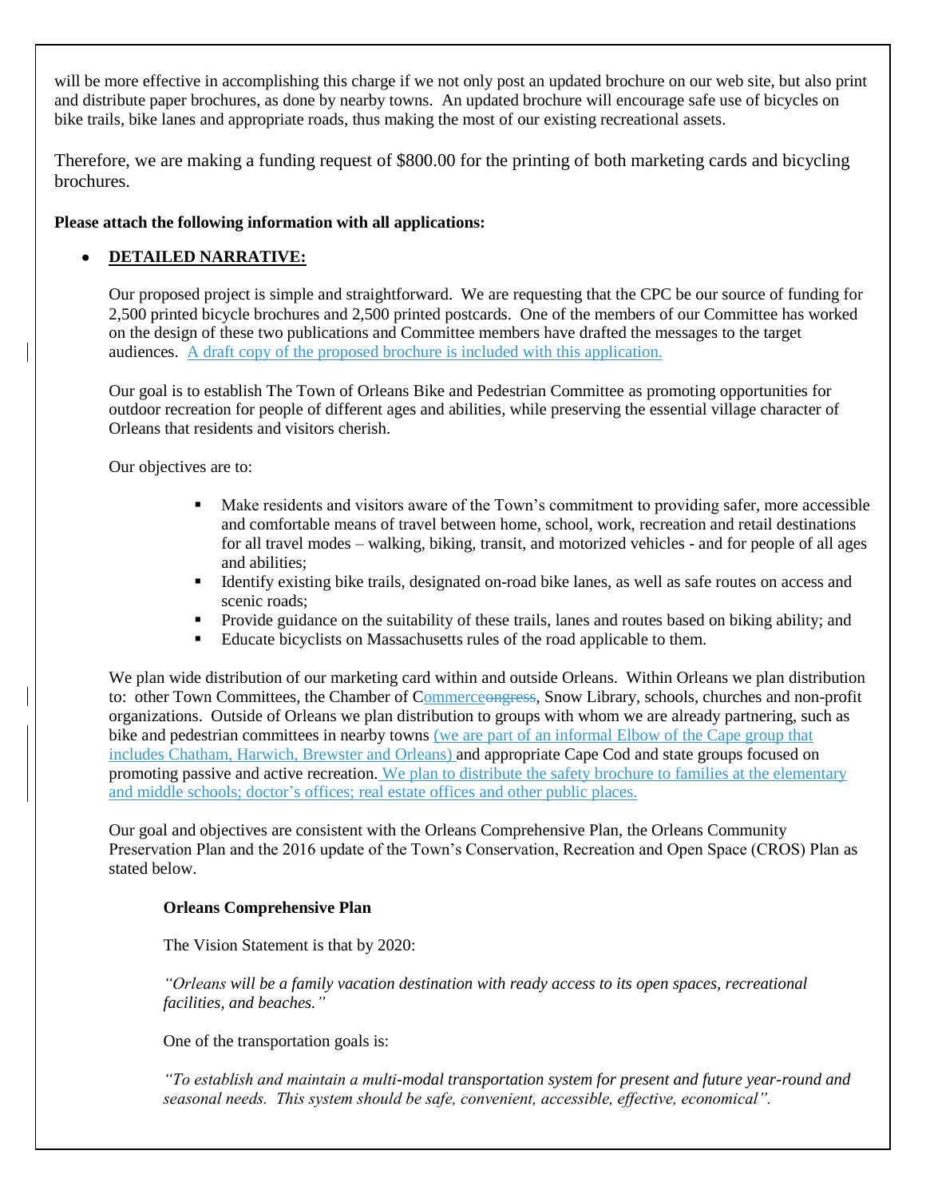will be more effective in accomplishing this charge if we not only post an updated brochure on our web site, but also print and distribute paper brochures, as done by nearby towns. An updated brochure will encourage safe use of bicycles on bike trails, bike lanes and appropriate roads, thus making the most of our existing recreational assets.

Therefore, we are making a funding request of $800.00 for the printing of both marketing cards and bicycling brochures.

**Please attach the following information with all applications:**

- **DETAILED NARRATIVE:**

  Our proposed project is simple and straightforward. We are requesting that the CPC be our source of funding for 2,500 printed bicycle brochures and 2,500 printed postcards. One of the members of our Committee has worked on the design of these two publications and Committee members have drafted the messages to the target audiences. A draft copy of the proposed brochure is included with this application.

  Our goal is to establish The Town of Orleans Bike and Pedestrian Committee as promoting opportunities for outdoor recreation for people of different ages and abilities, while preserving the essential village character of Orleans that residents and visitors cherish.

  Our objectives are to:

  - Make residents and visitors aware of the Town's commitment to providing safer, more accessible and comfortable means of travel between home, school, work, recreation and retail destinations for all travel modes – walking, biking, transit, and motorized vehicles - and for people of all ages and abilities;
  - Identify existing bike trails, designated on-road bike lanes, as well as safe routes on access and scenic roads;
  - Provide guidance on the suitability of these trails, lanes and routes based on biking ability; and
  - Educate bicyclists on Massachusetts rules of the road applicable to them.

  We plan wide distribution of our marketing card within and outside Orleans. Within Orleans we plan distribution to: other Town Committees, the Chamber of Commerce~~ongress~~, Snow Library, schools, churches and non-profit organizations. Outside of Orleans we plan distribution to groups with whom we are already partnering, such as bike and pedestrian committees in nearby towns (we are part of an informal Elbow of the Cape group that includes Chatham, Harwich, Brewster and Orleans) and appropriate Cape Cod and state groups focused on promoting passive and active recreation. We plan to distribute the safety brochure to families at the elementary and middle schools; doctor's offices; real estate offices and other public places.

  Our goal and objectives are consistent with the Orleans Comprehensive Plan, the Orleans Community Preservation Plan and the 2016 update of the Town's Conservation, Recreation and Open Space (CROS) Plan as stated below.

  **Orleans Comprehensive Plan**

  The Vision Statement is that by 2020:

  *"Orleans will be a family vacation destination with ready access to its open spaces, recreational facilities, and beaches."*

  One of the transportation goals is:

  *"To establish and maintain a multi-modal transportation system for present and future year-round and seasonal needs. This system should be safe, convenient, accessible, effective, economical".*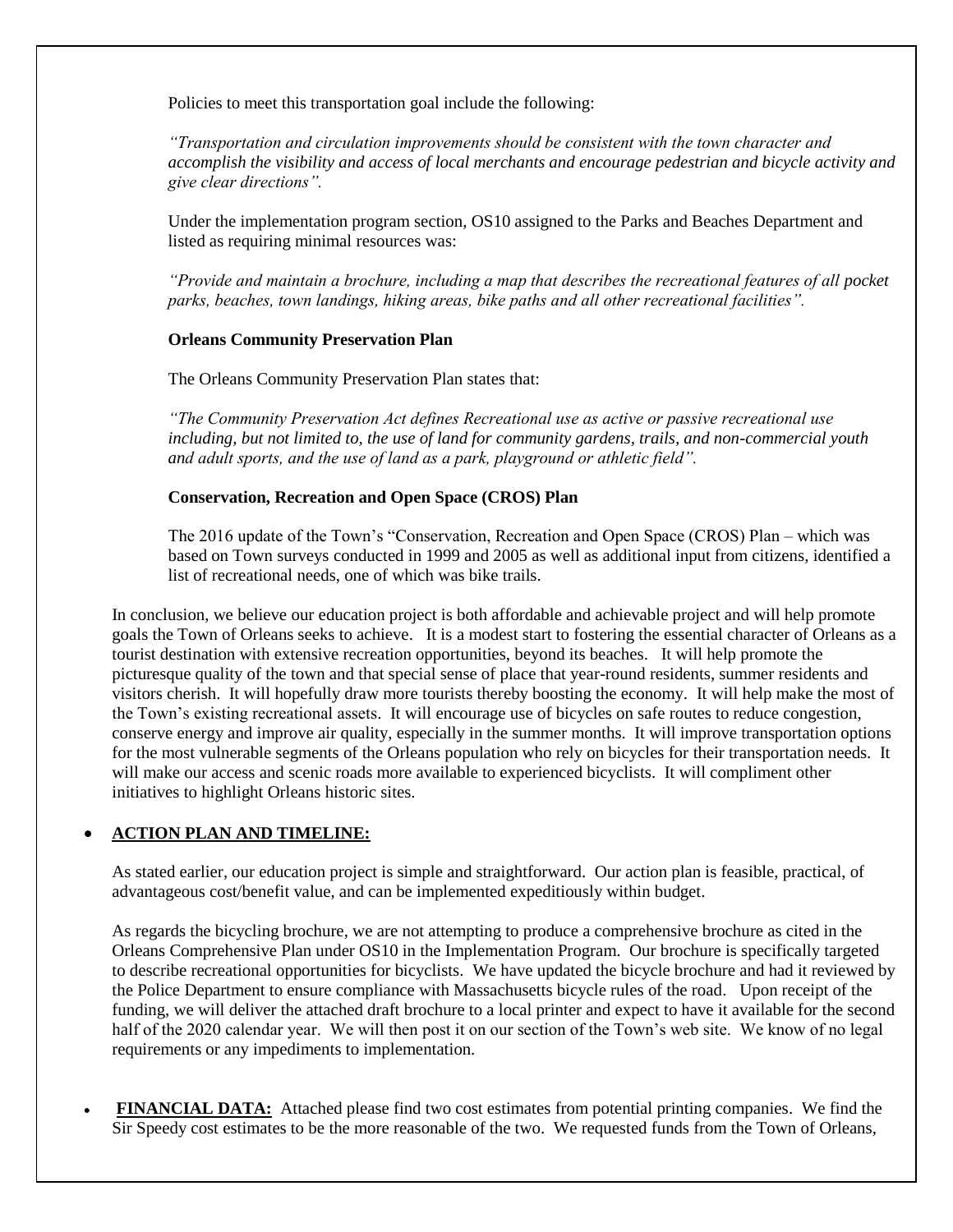Policies to meet this transportation goal include the following:

*"Transportation and circulation improvements should be consistent with the town character and accomplish the visibility and access of local merchants and encourage pedestrian and bicycle activity and give clear directions".*

Under the implementation program section, OS10 assigned to the Parks and Beaches Department and listed as requiring minimal resources was:

*"Provide and maintain a brochure, including a map that describes the recreational features of all pocket parks, beaches, town landings, hiking areas, bike paths and all other recreational facilities".*

**Orleans Community Preservation Plan**

The Orleans Community Preservation Plan states that:

*"The Community Preservation Act defines Recreational use as active or passive recreational use including, but not limited to, the use of land for community gardens, trails, and non-commercial youth and adult sports, and the use of land as a park, playground or athletic field".*

**Conservation, Recreation and Open Space (CROS) Plan**

The 2016 update of the Town's "Conservation, Recreation and Open Space (CROS) Plan – which was based on Town surveys conducted in 1999 and 2005 as well as additional input from citizens, identified a list of recreational needs, one of which was bike trails.

In conclusion, we believe our education project is both affordable and achievable project and will help promote goals the Town of Orleans seeks to achieve. It is a modest start to fostering the essential character of Orleans as a tourist destination with extensive recreation opportunities, beyond its beaches. It will help promote the picturesque quality of the town and that special sense of place that year-round residents, summer residents and visitors cherish. It will hopefully draw more tourists thereby boosting the economy. It will help make the most of the Town's existing recreational assets. It will encourage use of bicycles on safe routes to reduce congestion, conserve energy and improve air quality, especially in the summer months. It will improve transportation options for the most vulnerable segments of the Orleans population who rely on bicycles for their transportation needs. It will make our access and scenic roads more available to experienced bicyclists. It will compliment other initiatives to highlight Orleans historic sites.

- **ACTION PLAN AND TIMELINE:**

  As stated earlier, our education project is simple and straightforward. Our action plan is feasible, practical, of advantageous cost/benefit value, and can be implemented expeditiously within budget.

  As regards the bicycling brochure, we are not attempting to produce a comprehensive brochure as cited in the Orleans Comprehensive Plan under OS10 in the Implementation Program. Our brochure is specifically targeted to describe recreational opportunities for bicyclists. We have updated the bicycle brochure and had it reviewed by the Police Department to ensure compliance with Massachusetts bicycle rules of the road. Upon receipt of the funding, we will deliver the attached draft brochure to a local printer and expect to have it available for the second half of the 2020 calendar year. We will then post it on our section of the Town's web site. We know of no legal requirements or any impediments to implementation.

- **FINANCIAL DATA:** Attached please find two cost estimates from potential printing companies. We find the Sir Speedy cost estimates to be the more reasonable of the two. We requested funds from the Town of Orleans,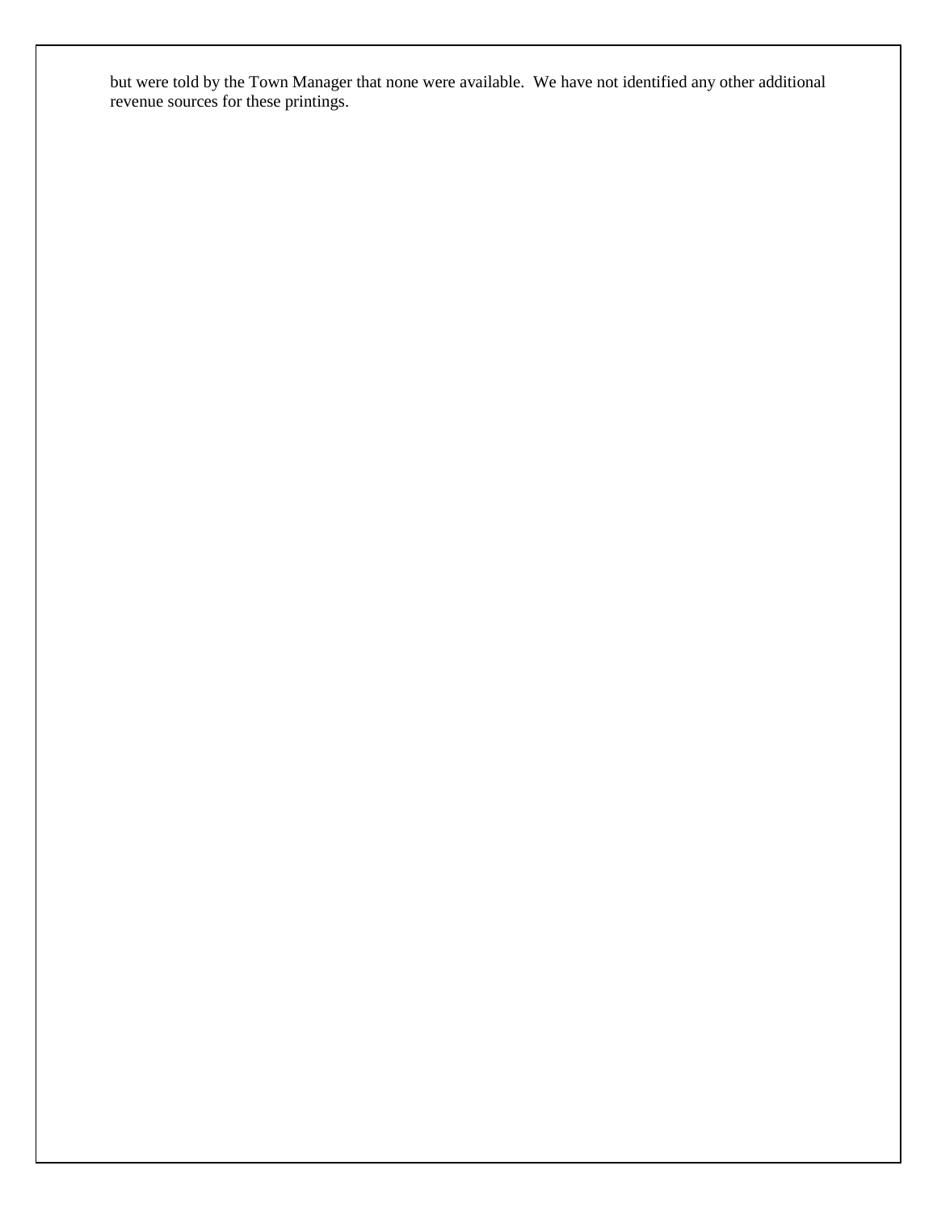but were told by the Town Manager that none were available. We have not identified any other additional revenue sources for these printings.